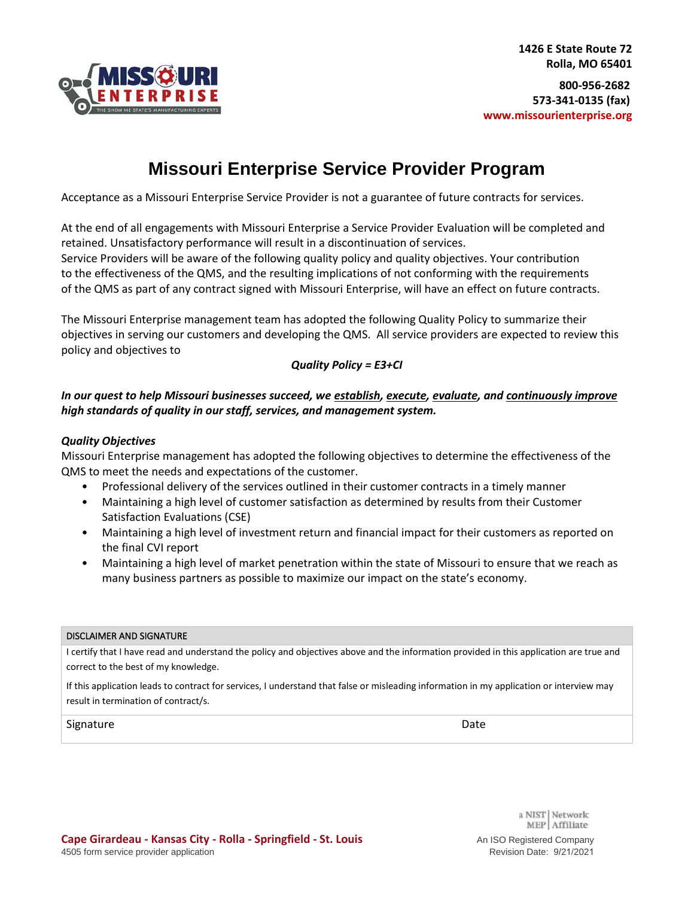1426 E State Route 72
Rolla, MO 65401

800-956-2682
573-341-0135 (fax)
www.missourienterprise.org

# Missouri Enterprise Service Provider Program

Acceptance as a Missouri Enterprise Service Provider is not a guarantee of future contracts for services.

At the end of all engagements with Missouri Enterprise a Service Provider Evaluation will be completed and retained. Unsatisfactory performance will result in a discontinuation of services.
Service Providers will be aware of the following quality policy and quality objectives. Your contribution to the effectiveness of the QMS, and the resulting implications of not conforming with the requirements of the QMS as part of any contract signed with Missouri Enterprise, will have an effect on future contracts.

The Missouri Enterprise management team has adopted the following Quality Policy to summarize their objectives in serving our customers and developing the QMS. All service providers are expected to review this policy and objectives to

***Quality Policy = E3+CI***

***In our quest to help Missouri businesses succeed, we establish, execute, evaluate, and continuously improve high standards of quality in our staff, services, and management system.***

***Quality Objectives***

Missouri Enterprise management has adopted the following objectives to determine the effectiveness of the QMS to meet the needs and expectations of the customer.

- Professional delivery of the services outlined in their customer contracts in a timely manner
- Maintaining a high level of customer satisfaction as determined by results from their Customer Satisfaction Evaluations (CSE)
- Maintaining a high level of investment return and financial impact for their customers as reported on the final CVI report
- Maintaining a high level of market penetration within the state of Missouri to ensure that we reach as many business partners as possible to maximize our impact on the state's economy.

| DISCLAIMER AND SIGNATURE | |
|---|---|
| I certify that I have read and understand the policy and objectives above and the information provided in this application are true and correct to the best of my knowledge.<br><br>If this application leads to contract for services, I understand that false or misleading information in my application or interview may result in termination of contract/s. | |
| Signature | Date |

Cape Girardeau - Kansas City - Rolla - Springfield - St. Louis
4505 form service provider application

a NIST MEP Network Affiliate
An ISO Registered Company
Revision Date: 9/21/2021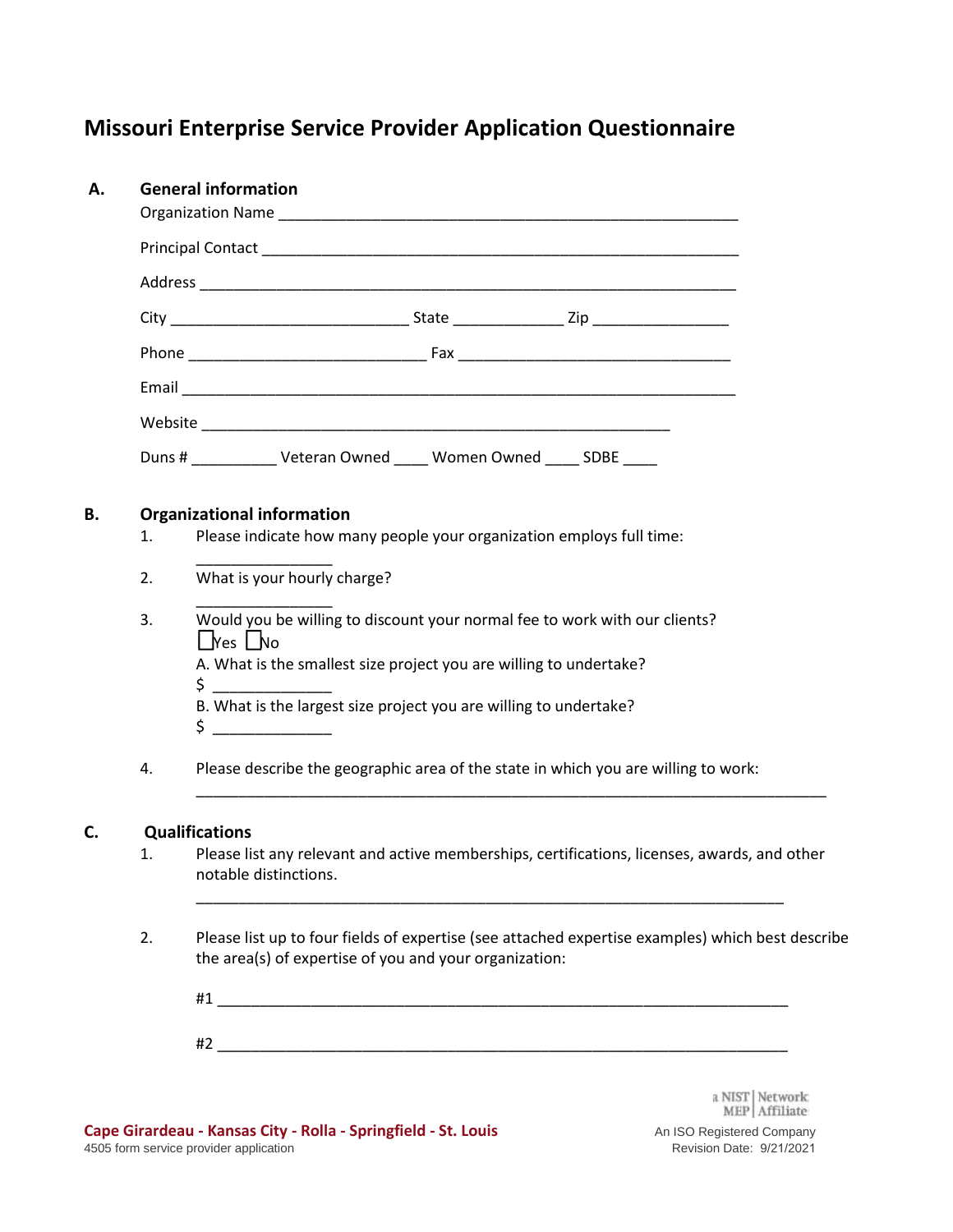# Missouri Enterprise Service Provider Application Questionnaire

## A. General information

Organization Name ________________________________________________________

Principal Contact __________________________________________________________

Address ____________________________________________________________

City ____________________________ State _____________ Zip ________________

Phone ____________________________ Fax ________________________________

Email _______________________________________________________________

Website _______________________________________________________

Duns # __________ Veteran Owned ____ Women Owned ____ SDBE ____

## B. Organizational information

1. Please indicate how many people your organization employs full time:

   ________________

2. What is your hourly charge?

   ________________

3. Would you be willing to discount your normal fee to work with our clients?

   ☐Yes ☐No

   A. What is the smallest size project you are willing to undertake?

   $ ______________

   B. What is the largest size project you are willing to undertake?

   $ ______________

4. Please describe the geographic area of the state in which you are willing to work:

   ___________________________________________________________________________

## C. Qualifications

1. Please list any relevant and active memberships, certifications, licenses, awards, and other notable distinctions.

   _______________________________________________________________________

2. Please list up to four fields of expertise (see attached expertise examples) which best describe the area(s) of expertise of you and your organization:

   #1 ______________________________________________________________________

   #2 ______________________________________________________________________

Cape Girardeau - Kansas City - Rolla - Springfield - St. Louis

4505 form service provider application

a NIST MEP Network Affiliate

An ISO Registered Company

Revision Date: 9/21/2021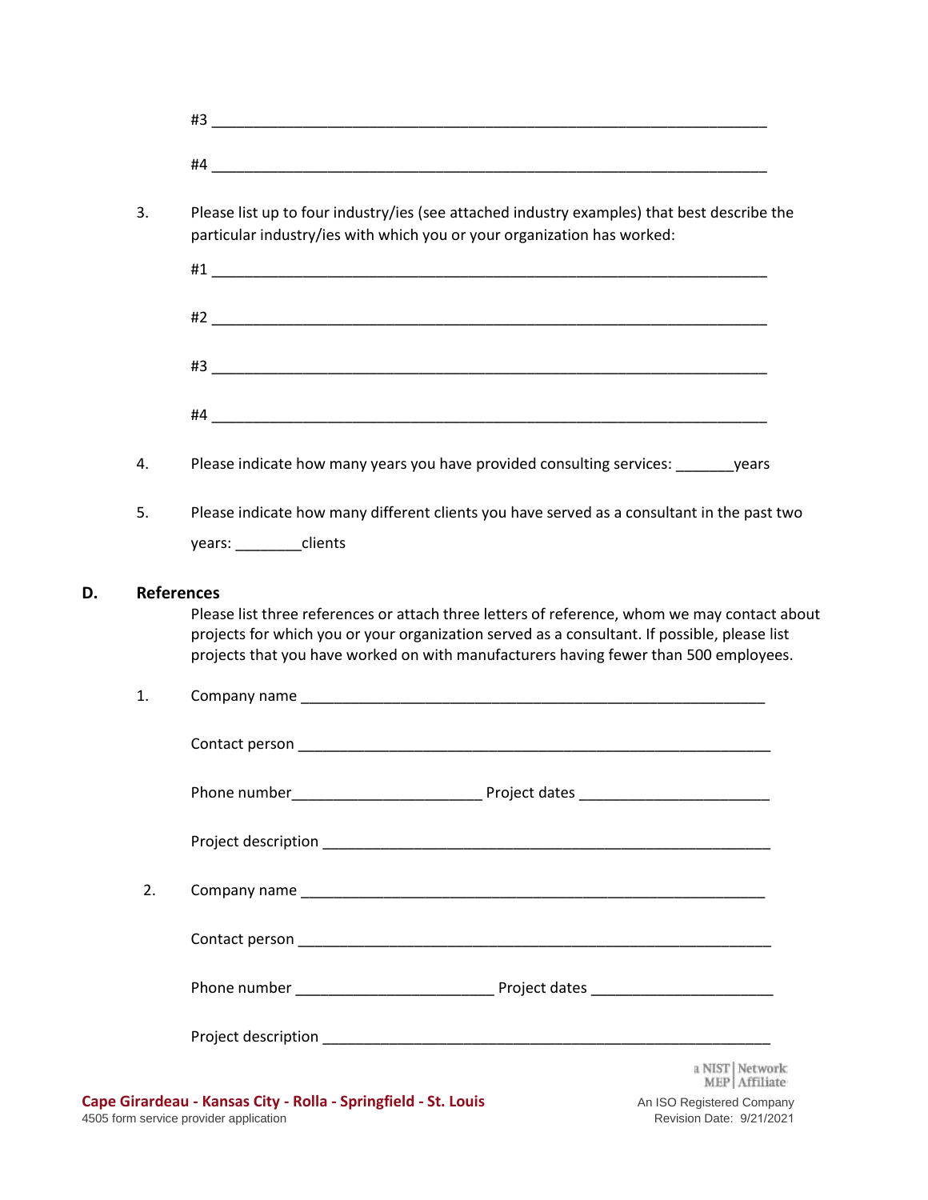#3 ____________________________________________________________________

#4 ____________________________________________________________________

3. Please list up to four industry/ies (see attached industry examples) that best describe the particular industry/ies with which you or your organization has worked:

   #1 ____________________________________________________________________

   #2 ____________________________________________________________________

   #3 ____________________________________________________________________

   #4 ____________________________________________________________________

4. Please indicate how many years you have provided consulting services: _______years

5. Please indicate how many different clients you have served as a consultant in the past two years: ________clients

## D. References

Please list three references or attach three letters of reference, whom we may contact about projects for which you or your organization served as a consultant. If possible, please list projects that you have worked on with manufacturers having fewer than 500 employees.

1. Company name ________________________________________________________

   Contact person ________________________________________________________

   Phone number______________________ Project dates ______________________

   Project description _____________________________________________________

2. Company name ________________________________________________________

   Contact person ________________________________________________________

   Phone number ______________________ Project dates ______________________

   Project description _____________________________________________________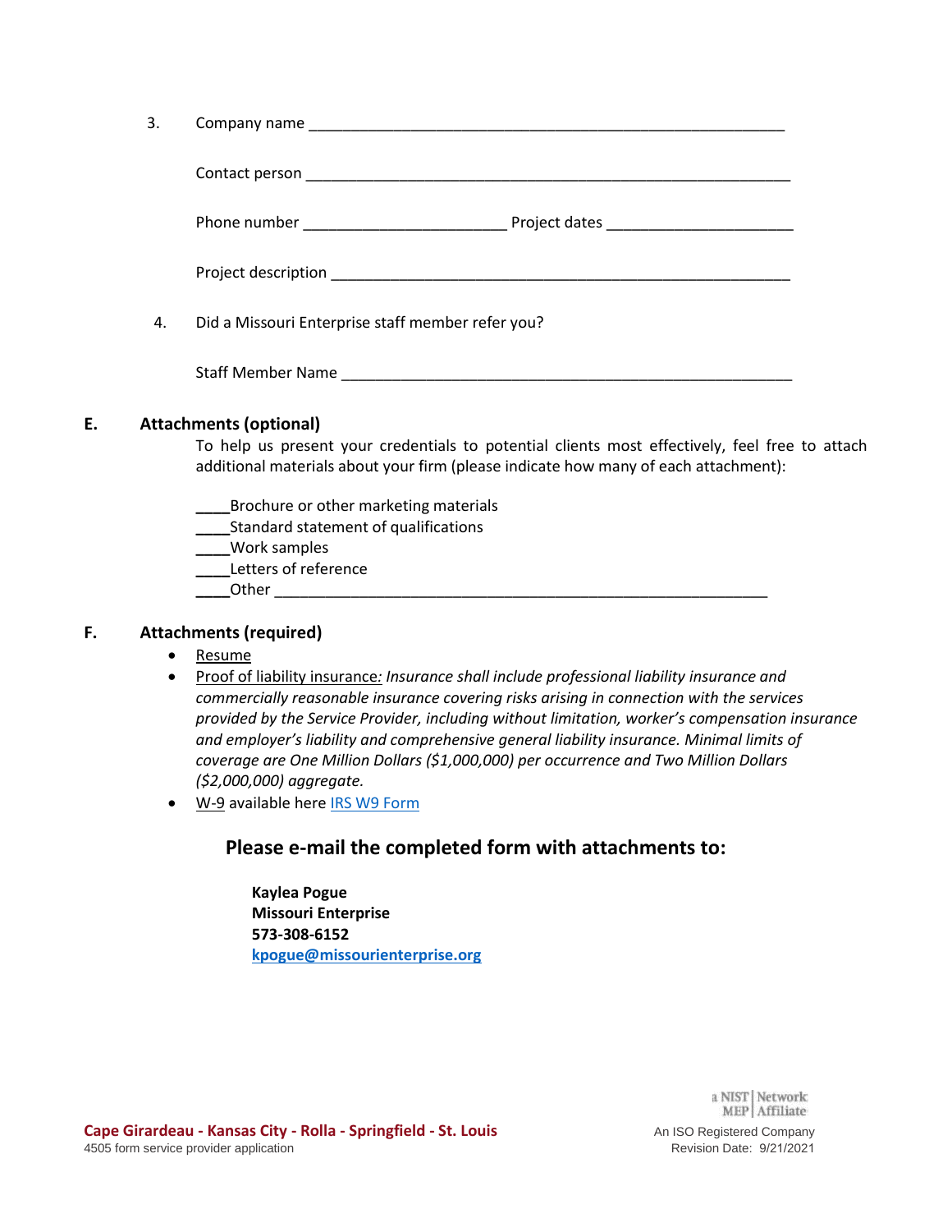3. Company name ___________________________________________________________

   Contact person ___________________________________________________________

   Phone number ________________________ Project dates ______________________

   Project description ______________________________________________________

4. Did a Missouri Enterprise staff member refer you?

   Staff Member Name _______________________________________________________

## E. Attachments (optional)

To help us present your credentials to potential clients most effectively, feel free to attach additional materials about your firm (please indicate how many of each attachment):

____Brochure or other marketing materials
____Standard statement of qualifications
____Work samples
____Letters of reference
____Other ____________________________________________________________

## F. Attachments (required)

- Resume
- Proof of liability insurance: *Insurance shall include professional liability insurance and commercially reasonable insurance covering risks arising in connection with the services provided by the Service Provider, including without limitation, worker's compensation insurance and employer's liability and comprehensive general liability insurance. Minimal limits of coverage are One Million Dollars ($1,000,000) per occurrence and Two Million Dollars ($2,000,000) aggregate.*
- W-9 available here IRS W9 Form

### Please e-mail the completed form with attachments to:

**Kaylea Pogue**
**Missouri Enterprise**
**573-308-6152**
**kpogue@missourienterprise.org**

Cape Girardeau - Kansas City - Rolla - Springfield - St. Louis
4505 form service provider application

a NIST MEP Network Affiliate
An ISO Registered Company
Revision Date: 9/21/2021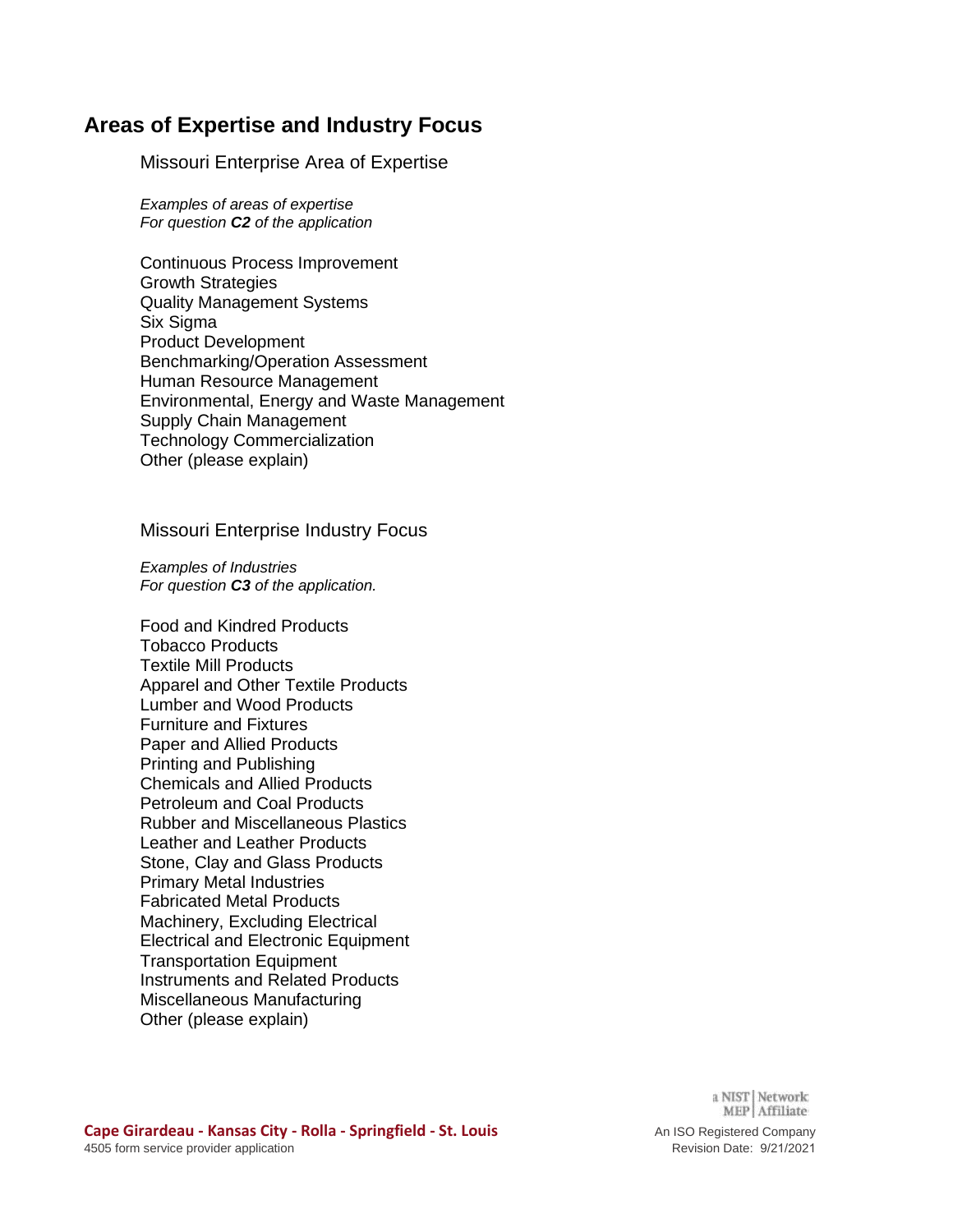## Areas of Expertise and Industry Focus

### Missouri Enterprise Area of Expertise

*Examples of areas of expertise*
*For question **C2** of the application*

Continuous Process Improvement
Growth Strategies
Quality Management Systems
Six Sigma
Product Development
Benchmarking/Operation Assessment
Human Resource Management
Environmental, Energy and Waste Management
Supply Chain Management
Technology Commercialization
Other (please explain)

### Missouri Enterprise Industry Focus

*Examples of Industries*
*For question **C3** of the application.*

Food and Kindred Products
Tobacco Products
Textile Mill Products
Apparel and Other Textile Products
Lumber and Wood Products
Furniture and Fixtures
Paper and Allied Products
Printing and Publishing
Chemicals and Allied Products
Petroleum and Coal Products
Rubber and Miscellaneous Plastics
Leather and Leather Products
Stone, Clay and Glass Products
Primary Metal Industries
Fabricated Metal Products
Machinery, Excluding Electrical
Electrical and Electronic Equipment
Transportation Equipment
Instruments and Related Products
Miscellaneous Manufacturing
Other (please explain)